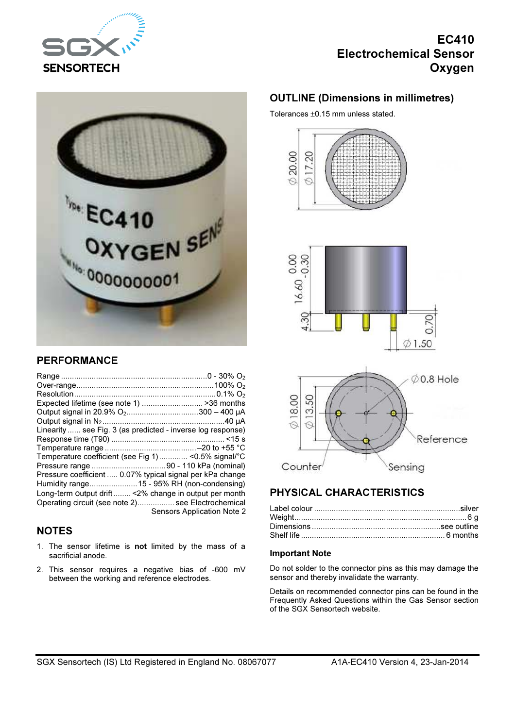# EC410 Electrochemical Sensor Oxygen

## PERFORMANCE

| | |
|---|---|
| Range | 0 - 30% $O_2$ |
| Over-range | 100% $O_2$ |
| Resolution | 0.1% $O_2$ |
| Expected lifetime (see note 1) | >36 months |
| Output signal in 20.9% $O_2$ | 300 – 400 µA |
| Output signal in $N_2$ | 40 µA |
| Linearity | see Fig. 3 (as predicted - inverse log response) |
| Response time (T90) | <15 s |
| Temperature range | –20 to +55 °C |
| Temperature coefficient (see Fig 1) | <0.5% signal/°C |
| Pressure range | 90 - 110 kPa (nominal) |
| Pressure coefficient | 0.07% typical signal per kPa change |
| Humidity range | 15 - 95% RH (non-condensing) |
| Long-term output drift | <2% change in output per month |
| Operating circuit (see note 2) | see Electrochemical Sensors Application Note 2 |

## NOTES

1. The sensor lifetime is **not** limited by the mass of a sacrificial anode.
2. This sensor requires a negative bias of -600 mV between the working and reference electrodes.

## OUTLINE (Dimensions in millimetres)

Tolerances ±0.15 mm unless stated.

## PHYSICAL CHARACTERISTICS

| | |
|---|---|
| Label colour | silver |
| Weight | 6 g |
| Dimensions | see outline |
| Shelf life | 6 months |

### Important Note

Do not solder to the connector pins as this may damage the sensor and thereby invalidate the warranty.

Details on recommended connector pins can be found in the Frequently Asked Questions within the Gas Sensor section of the SGX Sensortech website.

SGX Sensortech (IS) Ltd Registered in England No. 08067077

A1A-EC410 Version 4, 23-Jan-2014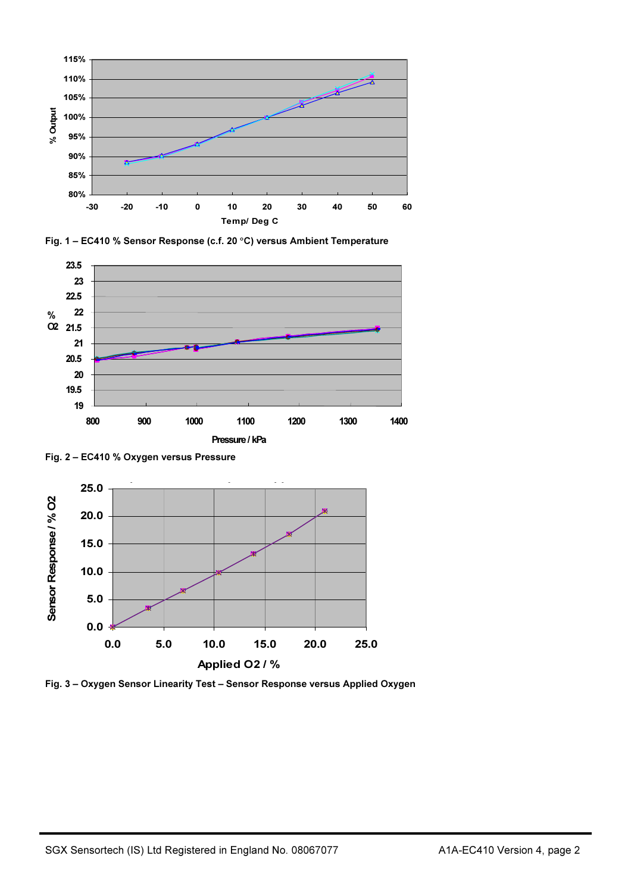115%
110%
105%
100%
95%
90%
85%
80%

% Output

-30 -20 -10 0 10 20 30 40 50 60

Temp/ Deg C

Fig. 1 – EC410 % Sensor Response (c.f. 20 °C) versus Ambient Temperature

23.5
23
22.5
22
21.5
21
20.5
20
19.5
19

% O2

800 900 1000 1100 1200 1300 1400

Pressure / kPa

Fig. 2 – EC410 % Oxygen versus Pressure

25.0
20.0
15.0
10.0
5.0
0.0

Sensor Response / % O2

0.0 5.0 10.0 15.0 20.0 25.0

Applied O2 / %

Fig. 3 – Oxygen Sensor Linearity Test – Sensor Response versus Applied Oxygen

SGX Sensortech (IS) Ltd Registered in England No. 08067077